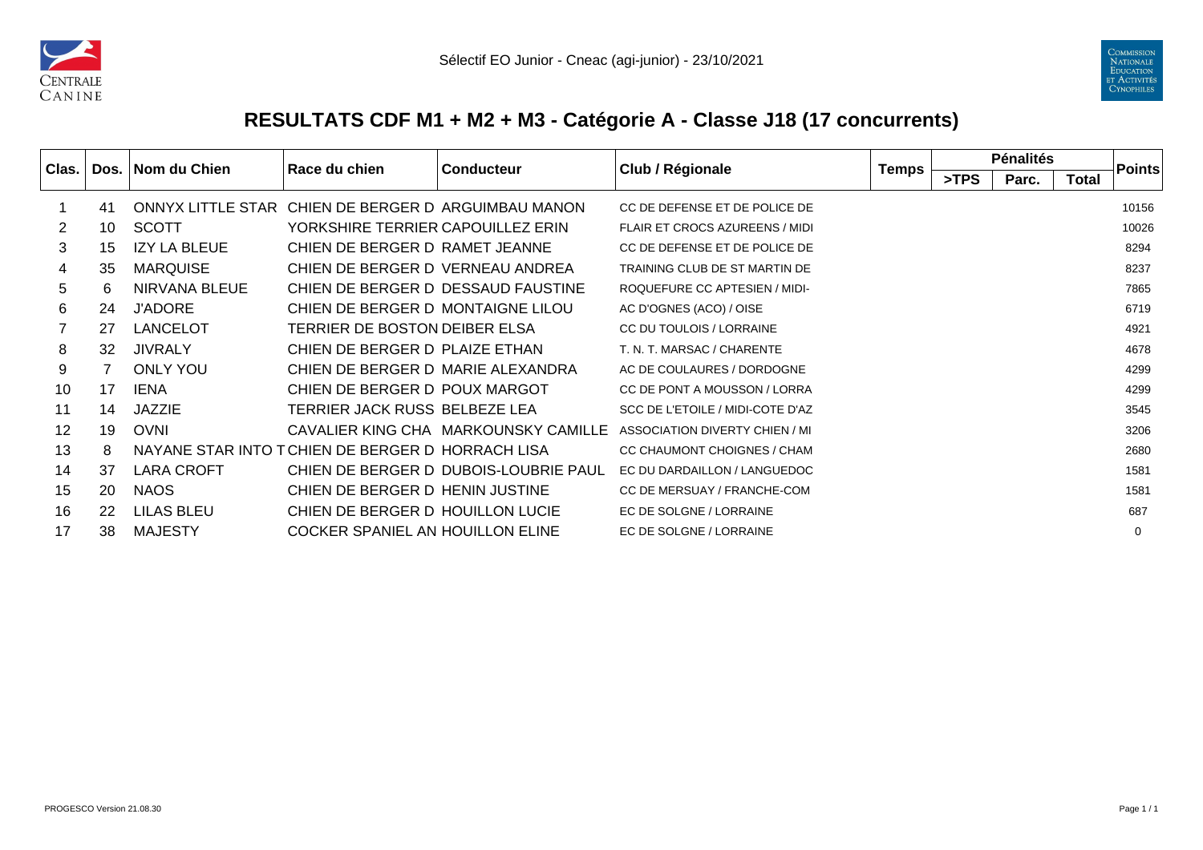Sélectif EO Junior - Cneac (agi-junior) - 23/10/2021

## RESULTATS CDF M1 + M2 + M3 - Catégorie A - Classe J18 (17 concurrents)

| Clas. | Dos. | Nom du Chien | Race du chien | Conducteur | Club / Régionale | Temps | Pénalités | | | Points |
|---|---|---|---|---|---|---|---|---|---|---|
| | | | | | | | >TPS | Parc. | Total | |
| 1 | 41 | ONNYX LITTLE STAR | CHIEN DE BERGER D | ARGUIMBAU MANON | CC DE DEFENSE ET DE POLICE DE | | | | | 10156 |
| 2 | 10 | SCOTT | YORKSHIRE TERRIER | CAPOUILLEZ ERIN | FLAIR ET CROCS AZUREENS / MIDI | | | | | 10026 |
| 3 | 15 | IZY LA BLEUE | CHIEN DE BERGER D | RAMET JEANNE | CC DE DEFENSE ET DE POLICE DE | | | | | 8294 |
| 4 | 35 | MARQUISE | CHIEN DE BERGER D | VERNEAU ANDREA | TRAINING CLUB DE ST MARTIN DE | | | | | 8237 |
| 5 | 6 | NIRVANA BLEUE | CHIEN DE BERGER D | DESSAUD FAUSTINE | ROQUEFURE CC APTESIEN / MIDI- | | | | | 7865 |
| 6 | 24 | J'ADORE | CHIEN DE BERGER D | MONTAIGNE LILOU | AC D'OGNES (ACO) / OISE | | | | | 6719 |
| 7 | 27 | LANCELOT | TERRIER DE BOSTON | DEIBER ELSA | CC DU TOULOIS / LORRAINE | | | | | 4921 |
| 8 | 32 | JIVRALY | CHIEN DE BERGER D | PLAIZE ETHAN | T. N. T. MARSAC / CHARENTE | | | | | 4678 |
| 9 | 7 | ONLY YOU | CHIEN DE BERGER D | MARIE ALEXANDRA | AC DE COULAURES / DORDOGNE | | | | | 4299 |
| 10 | 17 | IENA | CHIEN DE BERGER D | POUX MARGOT | CC DE PONT A MOUSSON / LORRA | | | | | 4299 |
| 11 | 14 | JAZZIE | TERRIER JACK RUSS | BELBEZE LEA | SCC DE L'ETOILE / MIDI-COTE D'AZ | | | | | 3545 |
| 12 | 19 | OVNI | CAVALIER KING CHA | MARKOUNSKY CAMILLE | ASSOCIATION DIVERTY CHIEN / MI | | | | | 3206 |
| 13 | 8 | NAYANE STAR INTO T | CHIEN DE BERGER D | HORRACH LISA | CC CHAUMONT CHOIGNES / CHAM | | | | | 2680 |
| 14 | 37 | LARA CROFT | CHIEN DE BERGER D | DUBOIS-LOUBRIE PAUL | EC DU DARDAILLON / LANGUEDOC | | | | | 1581 |
| 15 | 20 | NAOS | CHIEN DE BERGER D | HENIN JUSTINE | CC DE MERSUAY / FRANCHE-COM | | | | | 1581 |
| 16 | 22 | LILAS BLEU | CHIEN DE BERGER D | HOUILLON LUCIE | EC DE SOLGNE / LORRAINE | | | | | 687 |
| 17 | 38 | MAJESTY | COCKER SPANIEL AN | HOUILLON ELINE | EC DE SOLGNE / LORRAINE | | | | | 0 |

PROGESCO Version 21.08.30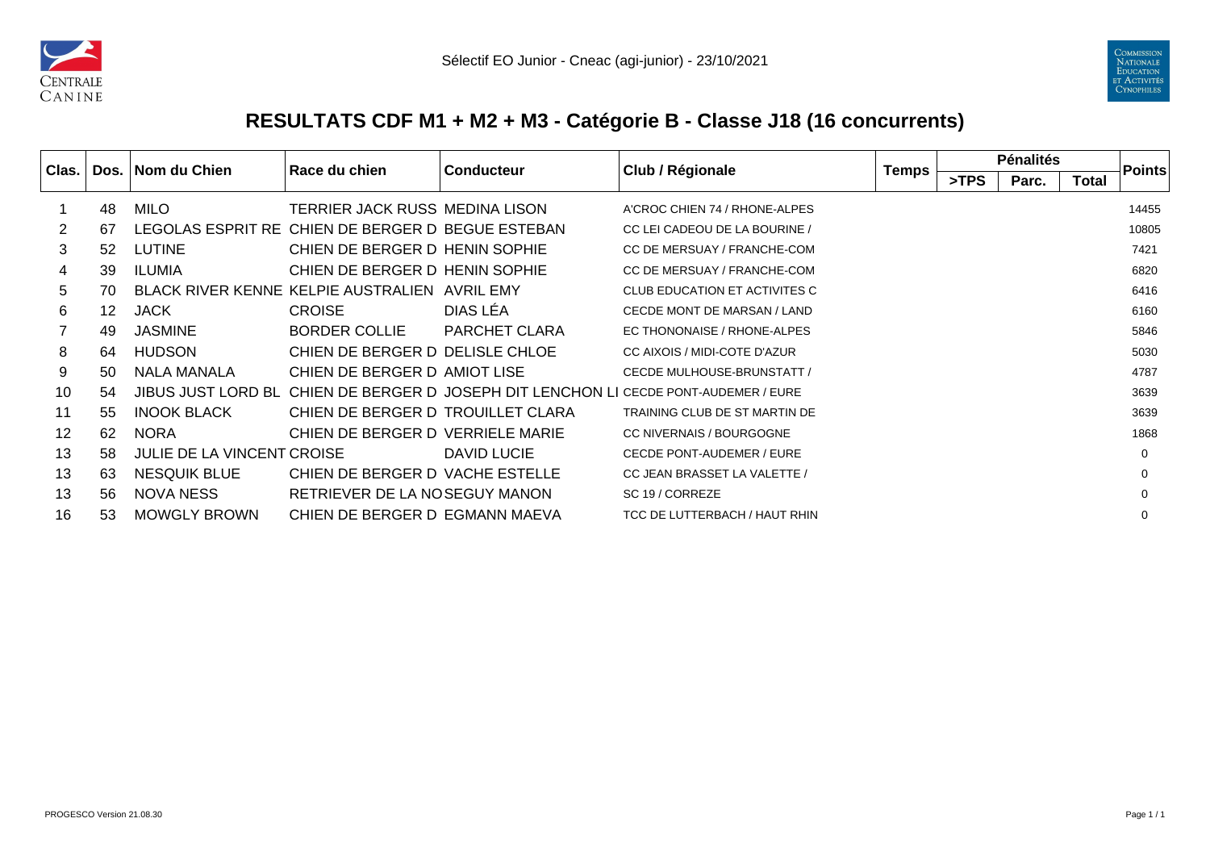Sélectif EO Junior - Cneac (agi-junior) - 23/10/2021

## RESULTATS CDF M1 + M2 + M3 - Catégorie B - Classe J18 (16 concurrents)

| Clas. | Dos. | Nom du Chien | Race du chien | Conducteur | Club / Régionale | Temps | Pénalités | | | Points |
|---|---|---|---|---|---|---|---|---|---|---|
| | | | | | | | >TPS | Parc. | Total | |
| 1 | 48 | MILO | TERRIER JACK RUSS | MEDINA LISON | A'CROC CHIEN 74 / RHONE-ALPES | | | | | 14455 |
| 2 | 67 | LEGOLAS ESPRIT RE | CHIEN DE BERGER D | BEGUE ESTEBAN | CC LEI CADEOU DE LA BOURINE / | | | | | 10805 |
| 3 | 52 | LUTINE | CHIEN DE BERGER D | HENIN SOPHIE | CC DE MERSUAY / FRANCHE-COM | | | | | 7421 |
| 4 | 39 | ILUMIA | CHIEN DE BERGER D | HENIN SOPHIE | CC DE MERSUAY / FRANCHE-COM | | | | | 6820 |
| 5 | 70 | BLACK RIVER KENNE | KELPIE AUSTRALIEN | AVRIL EMY | CLUB EDUCATION ET ACTIVITES C | | | | | 6416 |
| 6 | 12 | JACK | CROISE | DIAS LÉA | CECDE MONT DE MARSAN / LAND | | | | | 6160 |
| 7 | 49 | JASMINE | BORDER COLLIE | PARCHET CLARA | EC THONONAISE / RHONE-ALPES | | | | | 5846 |
| 8 | 64 | HUDSON | CHIEN DE BERGER D | DELISLE CHLOE | CC AIXOIS / MIDI-COTE D'AZUR | | | | | 5030 |
| 9 | 50 | NALA MANALA | CHIEN DE BERGER D | AMIOT LISE | CECDE MULHOUSE-BRUNSTATT / | | | | | 4787 |
| 10 | 54 | JIBUS JUST LORD BL | CHIEN DE BERGER D | JOSEPH DIT LENCHON LI | CECDE PONT-AUDEMER / EURE | | | | | 3639 |
| 11 | 55 | INOOK BLACK | CHIEN DE BERGER D | TROUILLET CLARA | TRAINING CLUB DE ST MARTIN DE | | | | | 3639 |
| 12 | 62 | NORA | CHIEN DE BERGER D | VERRIELE MARIE | CC NIVERNAIS / BOURGOGNE | | | | | 1868 |
| 13 | 58 | JULIE DE LA VINCENT | CROISE | DAVID LUCIE | CECDE PONT-AUDEMER / EURE | | | | | 0 |
| 13 | 63 | NESQUIK BLUE | CHIEN DE BERGER D | VACHE ESTELLE | CC JEAN BRASSET LA VALETTE / | | | | | 0 |
| 13 | 56 | NOVA NESS | RETRIEVER DE LA NO | SEGUY MANON | SC 19 / CORREZE | | | | | 0 |
| 16 | 53 | MOWGLY BROWN | CHIEN DE BERGER D | EGMANN MAEVA | TCC DE LUTTERBACH / HAUT RHIN | | | | | 0 |

PROGESCO Version 21.08.30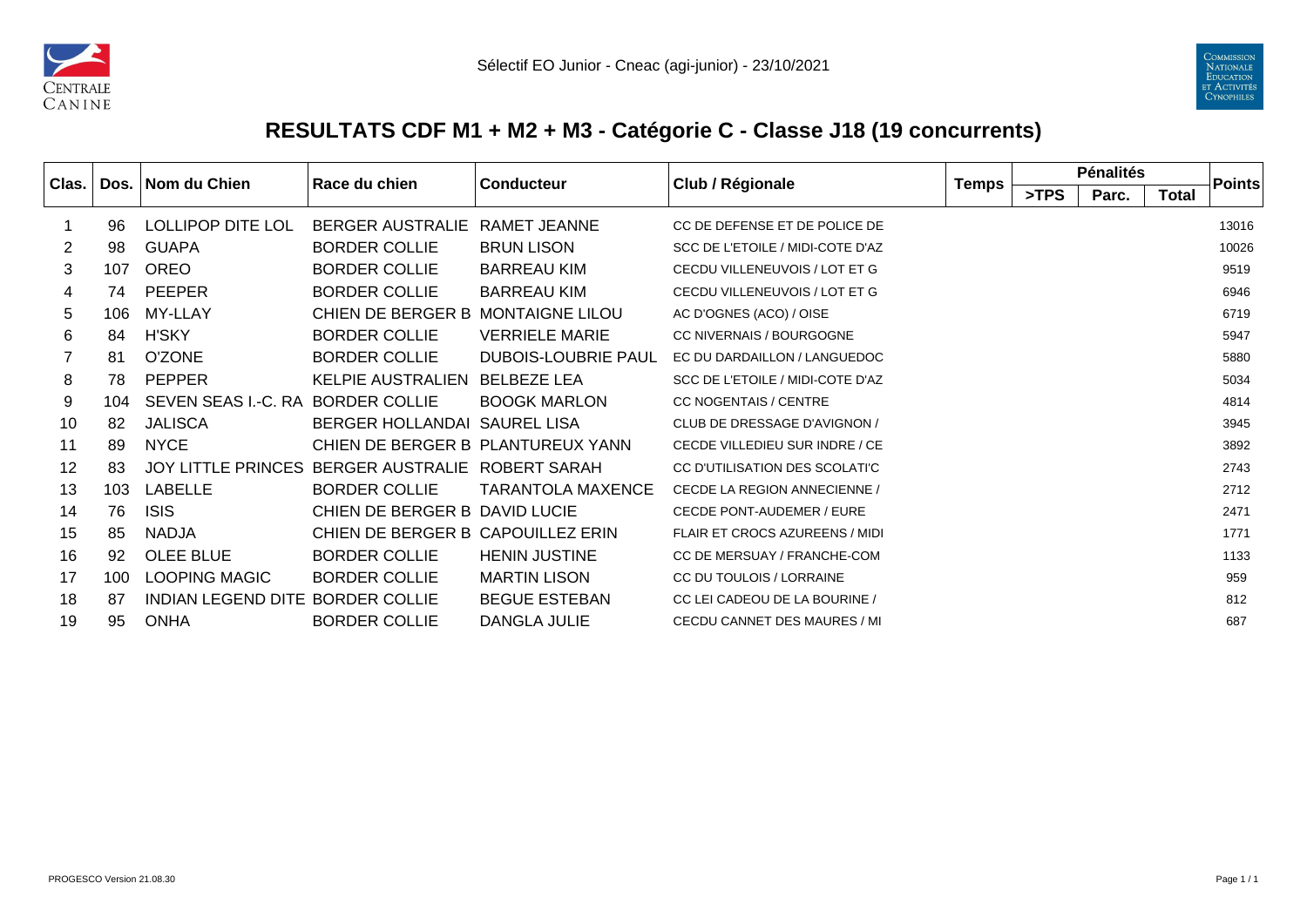Sélectif EO Junior - Cneac (agi-junior) - 23/10/2021

# RESULTATS CDF M1 + M2 + M3 - Catégorie C - Classe J18 (19 concurrents)

| Clas. | Dos. | Nom du Chien | Race du chien | Conducteur | Club / Régionale | Temps | Pénalités | | | Points |
|---|---|---|---|---|---|---|---|---|---|---|
| | | | | | | | >TPS | Parc. | Total | |
| 1 | 96 | LOLLIPOP DITE LOL | BERGER AUSTRALIE | RAMET JEANNE | CC DE DEFENSE ET DE POLICE DE | | | | | 13016 |
| 2 | 98 | GUAPA | BORDER COLLIE | BRUN LISON | SCC DE L'ETOILE / MIDI-COTE D'AZ | | | | | 10026 |
| 3 | 107 | OREO | BORDER COLLIE | BARREAU KIM | CECDU VILLENEUVOIS / LOT ET G | | | | | 9519 |
| 4 | 74 | PEEPER | BORDER COLLIE | BARREAU KIM | CECDU VILLENEUVOIS / LOT ET G | | | | | 6946 |
| 5 | 106 | MY-LLAY | CHIEN DE BERGER B | MONTAIGNE LILOU | AC D'OGNES (ACO) / OISE | | | | | 6719 |
| 6 | 84 | H'SKY | BORDER COLLIE | VERRIELE MARIE | CC NIVERNAIS / BOURGOGNE | | | | | 5947 |
| 7 | 81 | O'ZONE | BORDER COLLIE | DUBOIS-LOUBRIE PAUL | EC DU DARDAILLON / LANGUEDOC | | | | | 5880 |
| 8 | 78 | PEPPER | KELPIE AUSTRALIEN | BELBEZE LEA | SCC DE L'ETOILE / MIDI-COTE D'AZ | | | | | 5034 |
| 9 | 104 | SEVEN SEAS I.-C. RA | BORDER COLLIE | BOOGK MARLON | CC NOGENTAIS / CENTRE | | | | | 4814 |
| 10 | 82 | JALISCA | BERGER HOLLANDAI | SAUREL LISA | CLUB DE DRESSAGE D'AVIGNON / | | | | | 3945 |
| 11 | 89 | NYCE | CHIEN DE BERGER B | PLANTUREUX YANN | CECDE VILLEDIEU SUR INDRE / CE | | | | | 3892 |
| 12 | 83 | JOY LITTLE PRINCES | BERGER AUSTRALIE | ROBERT SARAH | CC D'UTILISATION DES SCOLATI'C | | | | | 2743 |
| 13 | 103 | LABELLE | BORDER COLLIE | TARANTOLA MAXENCE | CECDE LA REGION ANNECIENNE / | | | | | 2712 |
| 14 | 76 | ISIS | CHIEN DE BERGER B | DAVID LUCIE | CECDE PONT-AUDEMER / EURE | | | | | 2471 |
| 15 | 85 | NADJA | CHIEN DE BERGER B | CAPOUILLEZ ERIN | FLAIR ET CROCS AZUREENS / MIDI | | | | | 1771 |
| 16 | 92 | OLEE BLUE | BORDER COLLIE | HENIN JUSTINE | CC DE MERSUAY / FRANCHE-COM | | | | | 1133 |
| 17 | 100 | LOOPING MAGIC | BORDER COLLIE | MARTIN LISON | CC DU TOULOIS / LORRAINE | | | | | 959 |
| 18 | 87 | INDIAN LEGEND DITE | BORDER COLLIE | BEGUE ESTEBAN | CC LEI CADEOU DE LA BOURINE / | | | | | 812 |
| 19 | 95 | ONHA | BORDER COLLIE | DANGLA JULIE | CECDU CANNET DES MAURES / MI | | | | | 687 |

PROGESCO Version 21.08.30